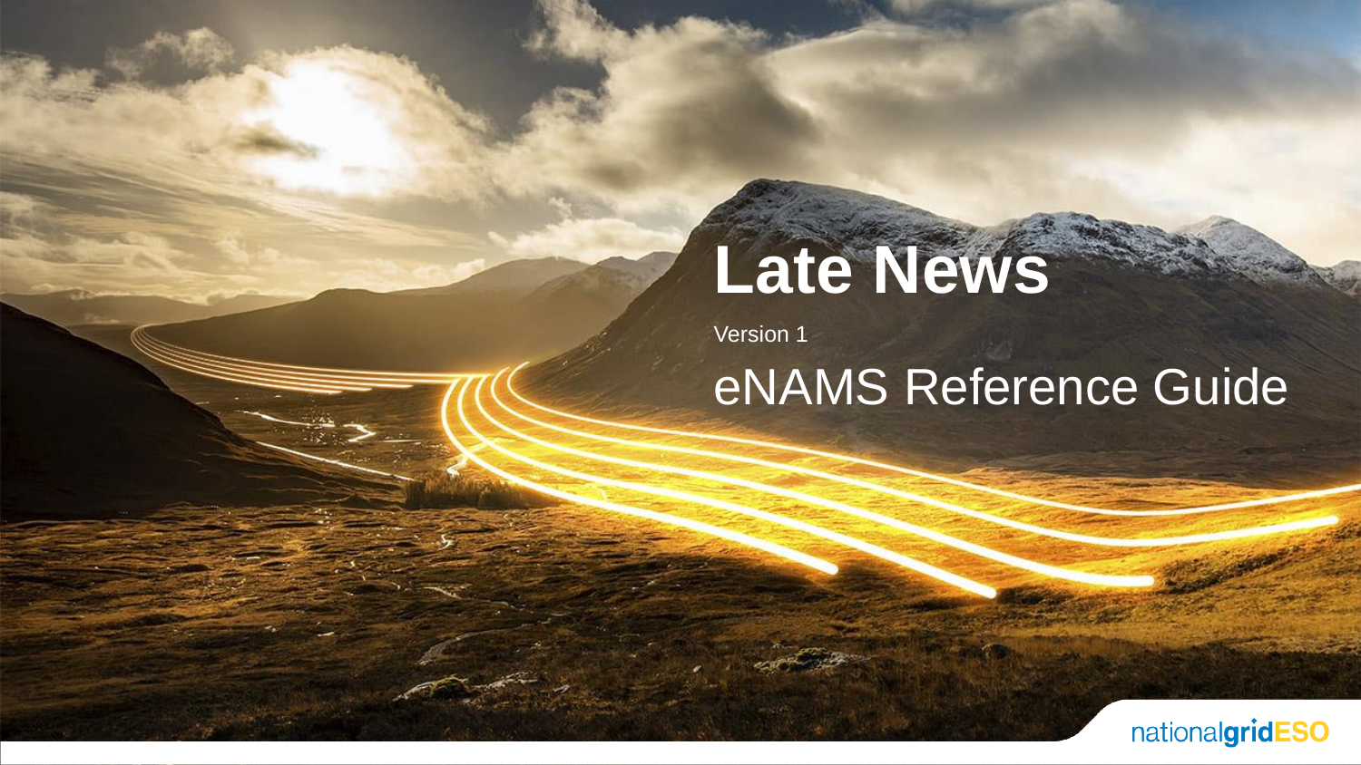# Late News

Version 1

## eNAMS Reference Guide

nationalgridESO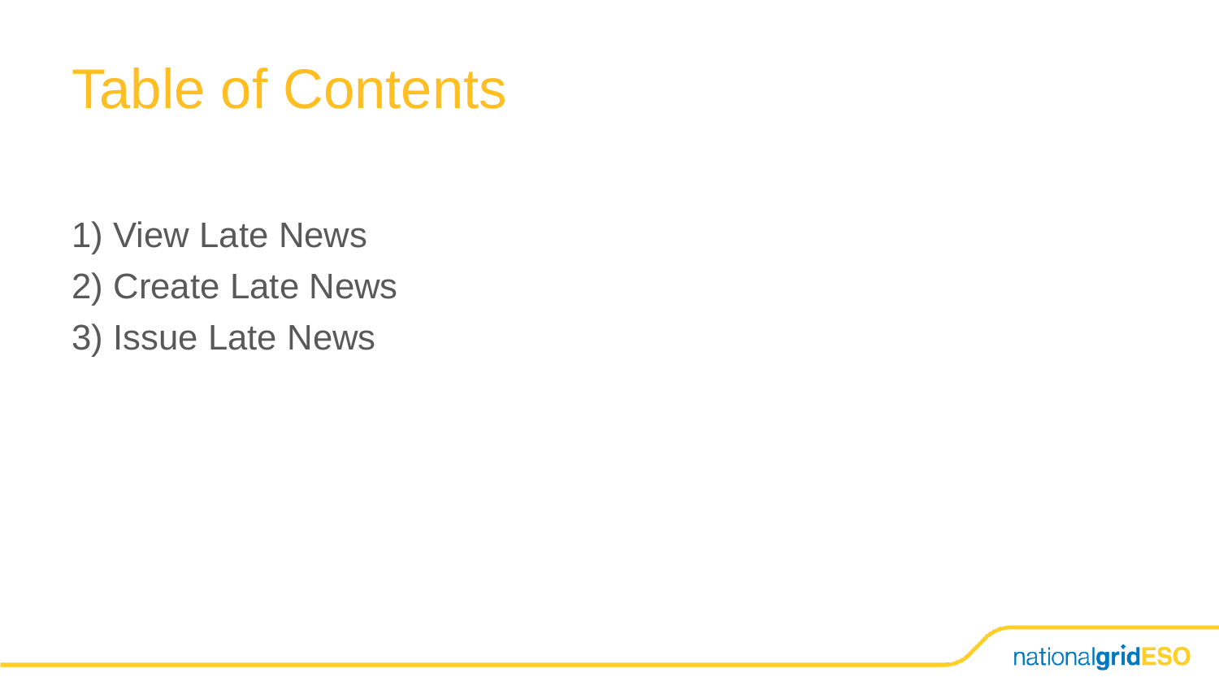# Table of Contents

1) View Late News
2) Create Late News
3) Issue Late News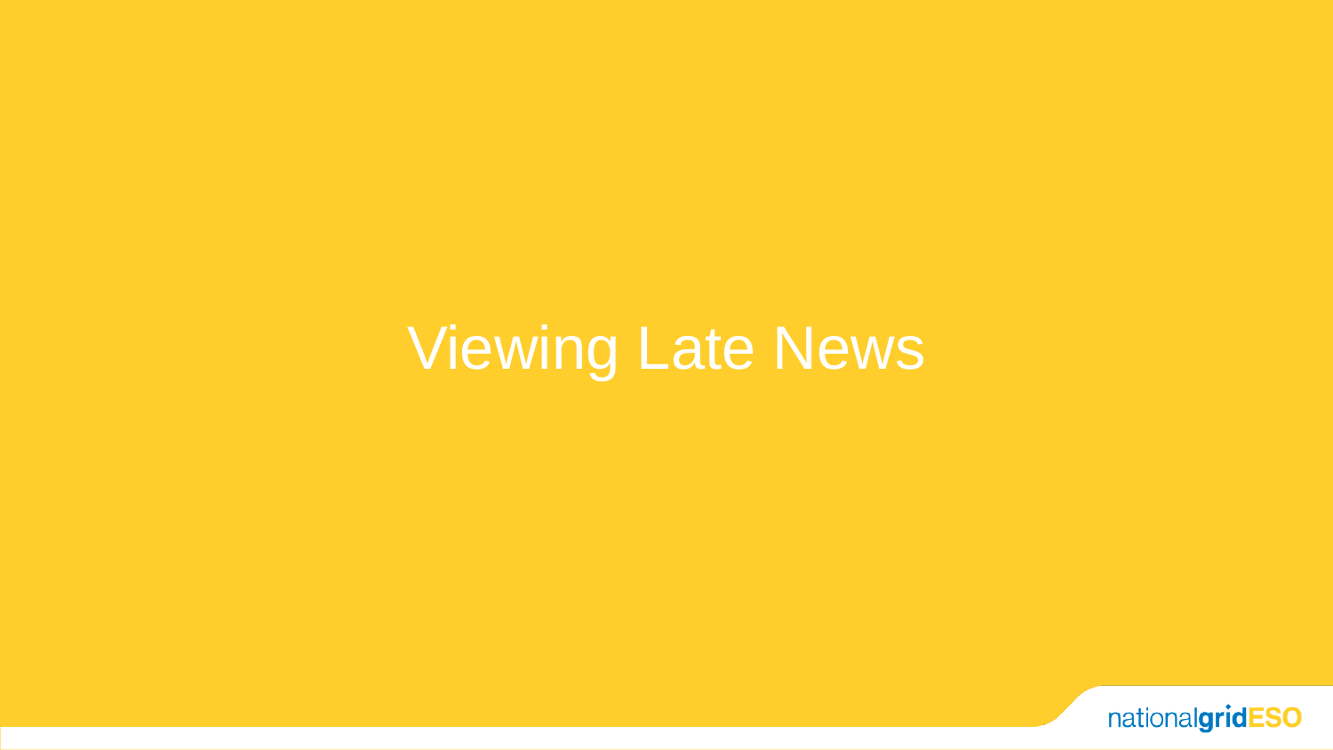# Viewing Late News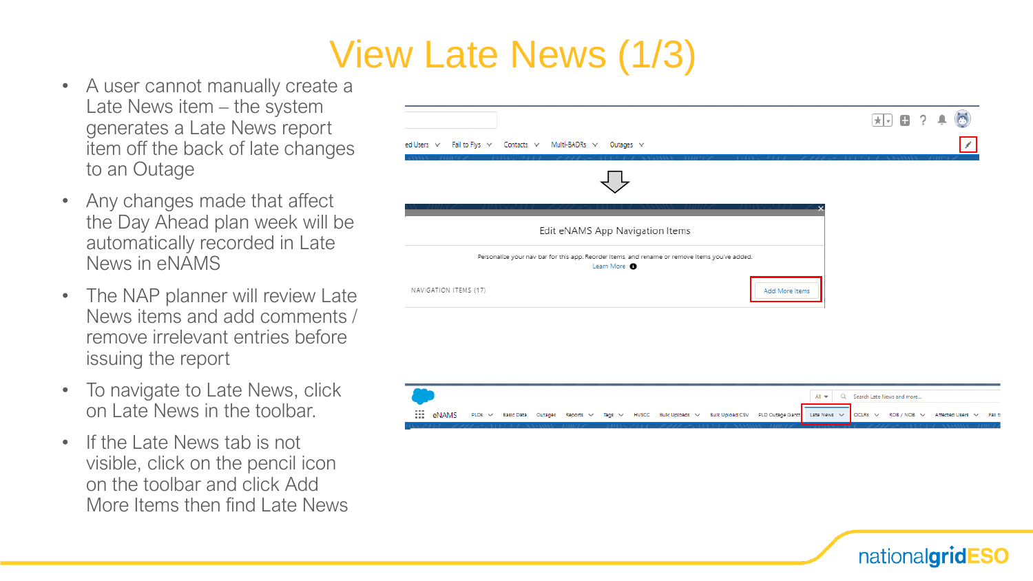# View Late News (1/3)

- A user cannot manually create a Late News item – the system generates a Late News report item off the back of late changes to an Outage
- Any changes made that affect the Day Ahead plan week will be automatically recorded in Late News in eNAMS
- The NAP planner will review Late News items and add comments / remove irrelevant entries before issuing the report
- To navigate to Late News, click on Late News in the toolbar.
- If the Late News tab is not visible, click on the pencil icon on the toolbar and click Add More Items then find Late News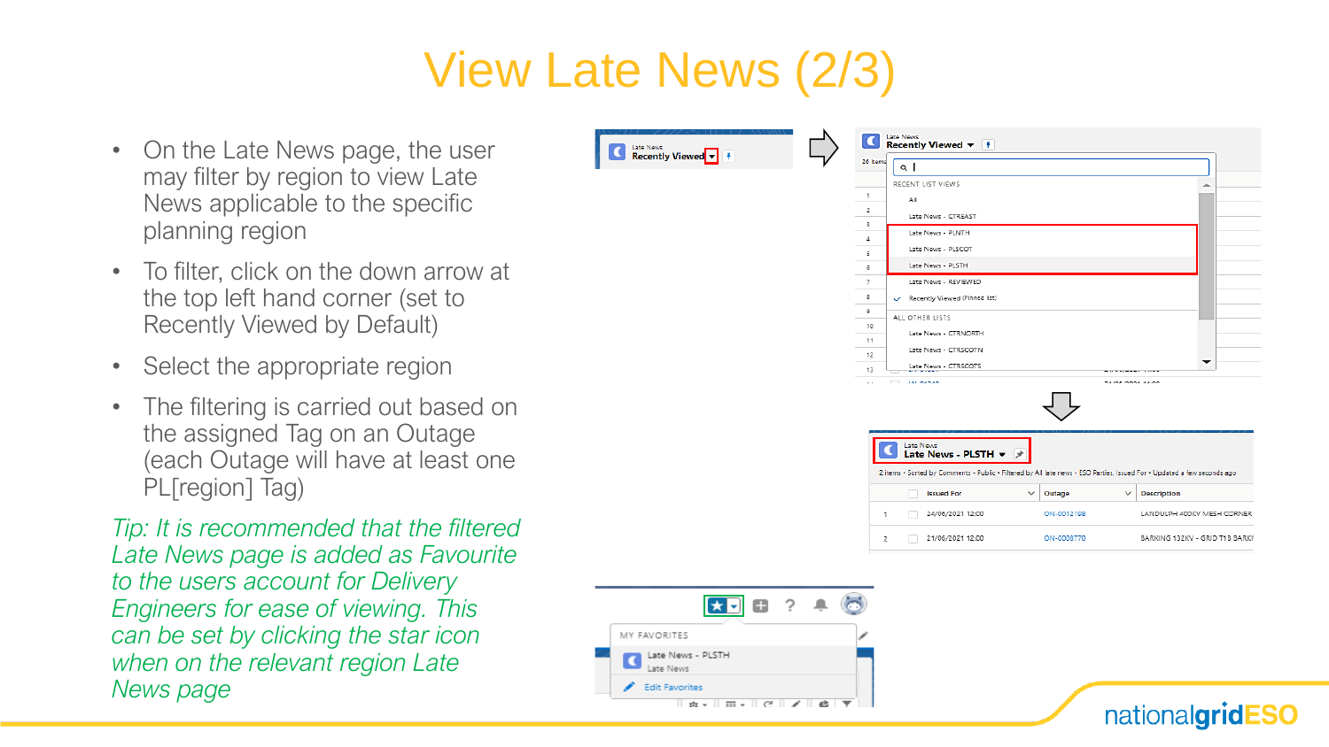# View Late News (2/3)

- On the Late News page, the user may filter by region to view Late News applicable to the specific planning region
- To filter, click on the down arrow at the top left hand corner (set to Recently Viewed by Default)
- Select the appropriate region
- The filtering is carried out based on the assigned Tag on an Outage (each Outage will have at least one PL[region] Tag)

*Tip: It is recommended that the filtered Late News page is added as Favourite to the users account for Delivery Engineers for ease of viewing. This can be set by clicking the star icon when on the relevant region Late News page*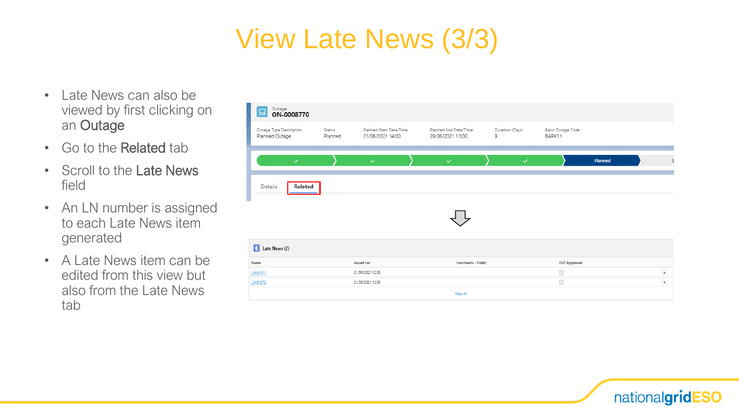# View Late News (3/3)

- Late News can also be viewed by first clicking on an **Outage**
- Go to the **Related** tab
- Scroll to the **Late News** field
- An LN number is assigned to each Late News item generated
- A Late News item can be edited from this view but also from the Late News tab

Outage
**ON-0008770**

| Outage Type Description | Status | Planned Start Date/Time | Planned End Date/Time | Duration (Days) | Basic Outage Code |
| --- | --- | --- | --- | --- | --- |
| Planned Outage | Planned | 21/06/2021 14:00 | 29/06/2021 13:00 | 9 | BARK11 |

Details | **Related**

**Late News (2)**

| Name | Issued For | Comments - Public | ESO Approved |
| --- | --- | --- | --- |
| LN-01371 | 21/06/2021 12:00 | | |
| LN-01372 | 21/06/2021 12:00 | | |

View All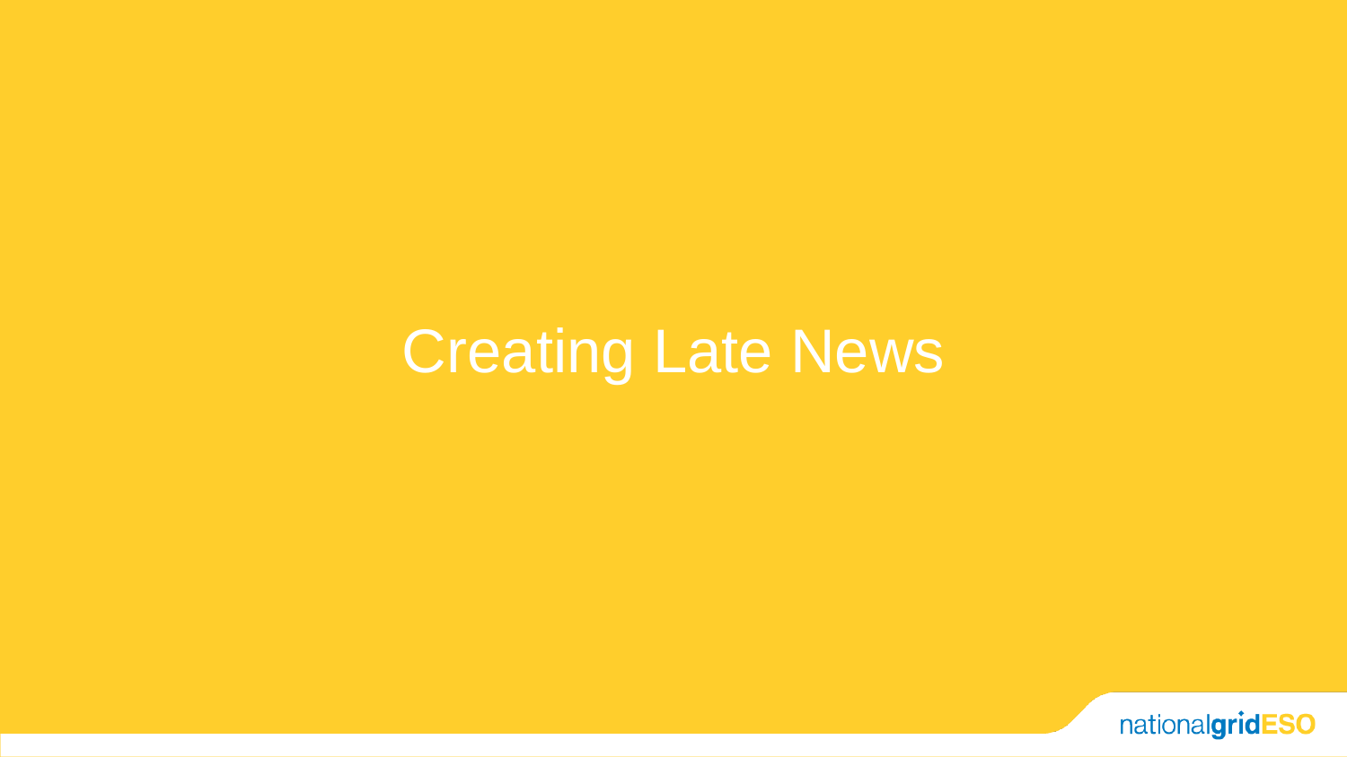# Creating Late News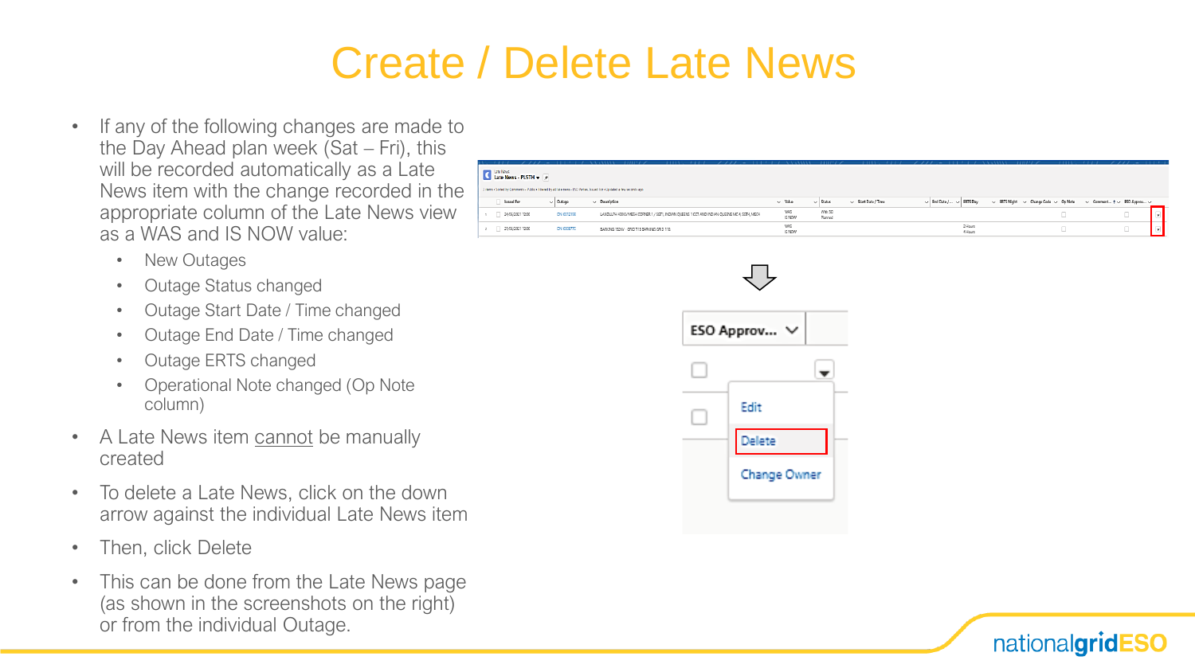# Create / Delete Late News

- If any of the following changes are made to the Day Ahead plan week (Sat – Fri), this will be recorded automatically as a Late News item with the change recorded in the appropriate column of the Late News view as a WAS and IS NOW value:
  - New Outages
  - Outage Status changed
  - Outage Start Date / Time changed
  - Outage End Date / Time changed
  - Outage ERTS changed
  - Operational Note changed (Op Note column)
- A Late News item cannot be manually created
- To delete a Late News, click on the down arrow against the individual Late News item
- Then, click Delete
- This can be done from the Late News page (as shown in the screenshots on the right) or from the individual Outage.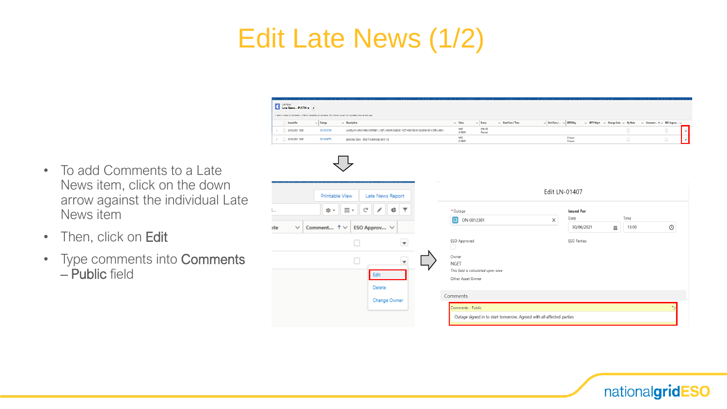# Edit Late News (1/2)

- To add Comments to a Late News item, click on the down arrow against the individual Late News item
- Then, click on **Edit**
- Type comments into **Comments – Public** field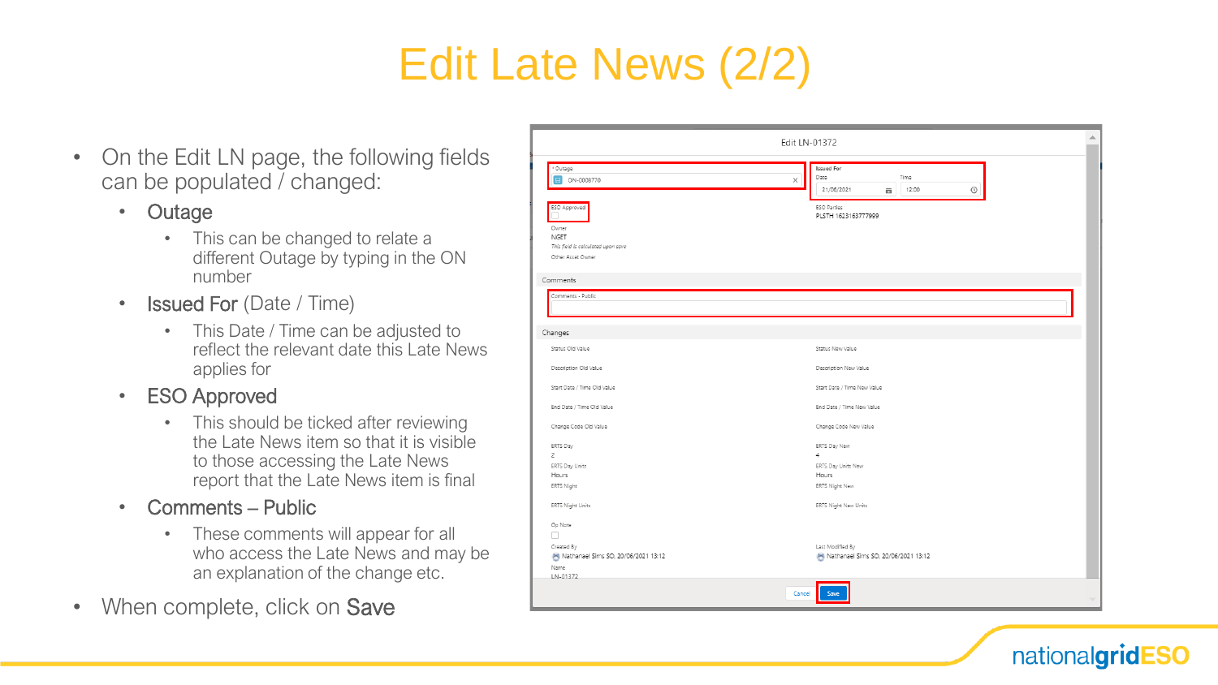# Edit Late News (2/2)

- On the Edit LN page, the following fields can be populated / changed:
  - Outage
    - This can be changed to relate a different Outage by typing in the ON number
  - Issued For (Date / Time)
    - This Date / Time can be adjusted to reflect the relevant date this Late News applies for
  - ESO Approved
    - This should be ticked after reviewing the Late News item so that it is visible to those accessing the Late News report that the Late News item is final
  - Comments – Public
    - These comments will appear for all who access the Late News and may be an explanation of the change etc.
- When complete, click on Save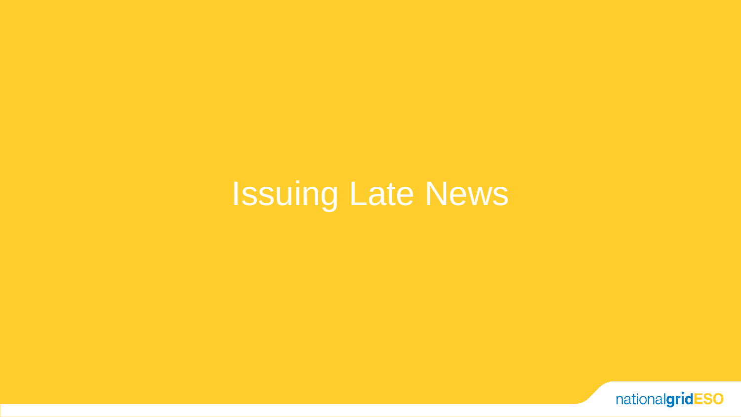# Issuing Late News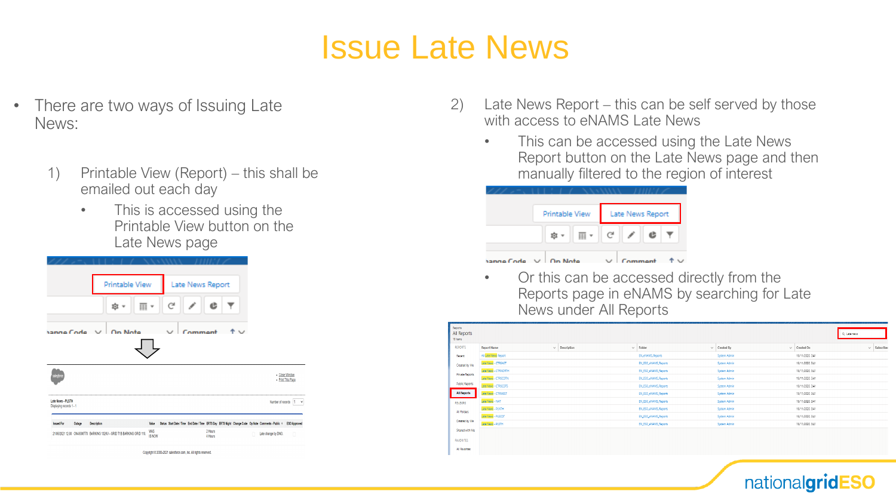# Issue Late News

- There are two ways of Issuing Late News:

1) Printable View (Report) – this shall be emailed out each day
   - This is accessed using the Printable View button on the Late News page

2) Late News Report – this can be self served by those with access to eNAMS Late News
   - This can be accessed using the Late News Report button on the Late News page and then manually filtered to the region of interest
   - Or this can be accessed directly from the Reports page in eNAMS by searching for Late News under All Reports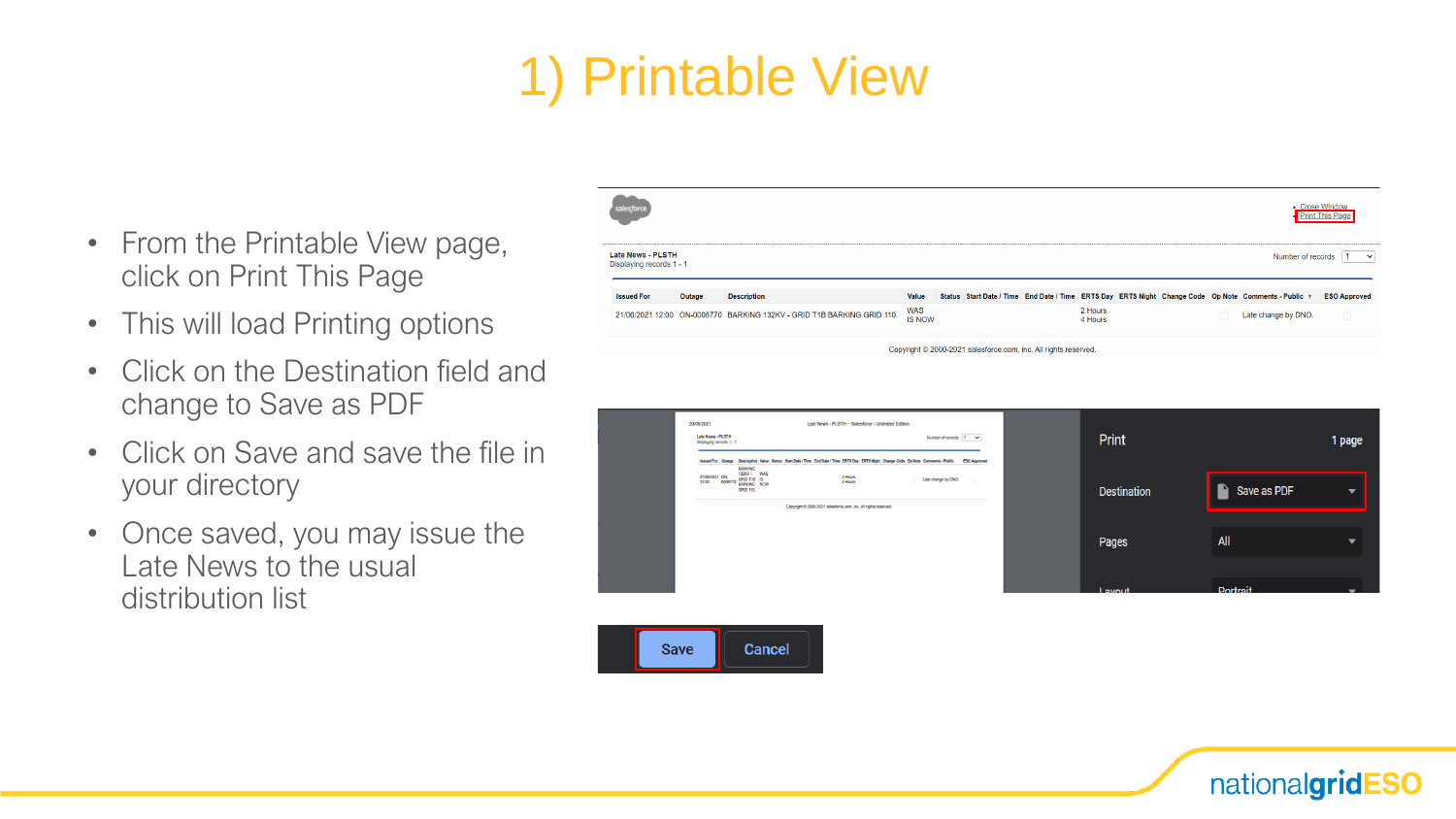# 1) Printable View

- From the Printable View page, click on Print This Page
- This will load Printing options
- Click on the Destination field and change to Save as PDF
- Click on Save and save the file in your directory
- Once saved, you may issue the Late News to the usual distribution list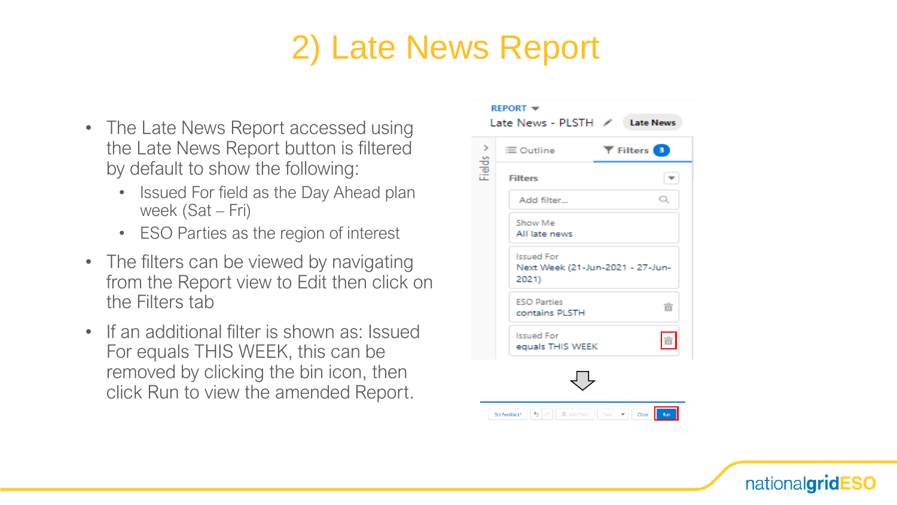# 2) Late News Report

- The Late News Report accessed using the Late News Report button is filtered by default to show the following:
  - Issued For field as the Day Ahead plan week (Sat – Fri)
  - ESO Parties as the region of interest
- The filters can be viewed by navigating from the Report view to Edit then click on the Filters tab
- If an additional filter is shown as: Issued For equals THIS WEEK, this can be removed by clicking the bin icon, then click Run to view the amended Report.

REPORT

Late News - PLSTH

Late News

Fields

Outline

Filters 3

Filters

Add filter...

Show Me
All late news

Issued For
Next Week (21-Jun-2021 - 27-Jun-2021)

ESO Parties
contains PLSTH

Issued For
equals THIS WEEK

Got Feedback?

Add Chart

Save

Close

Run